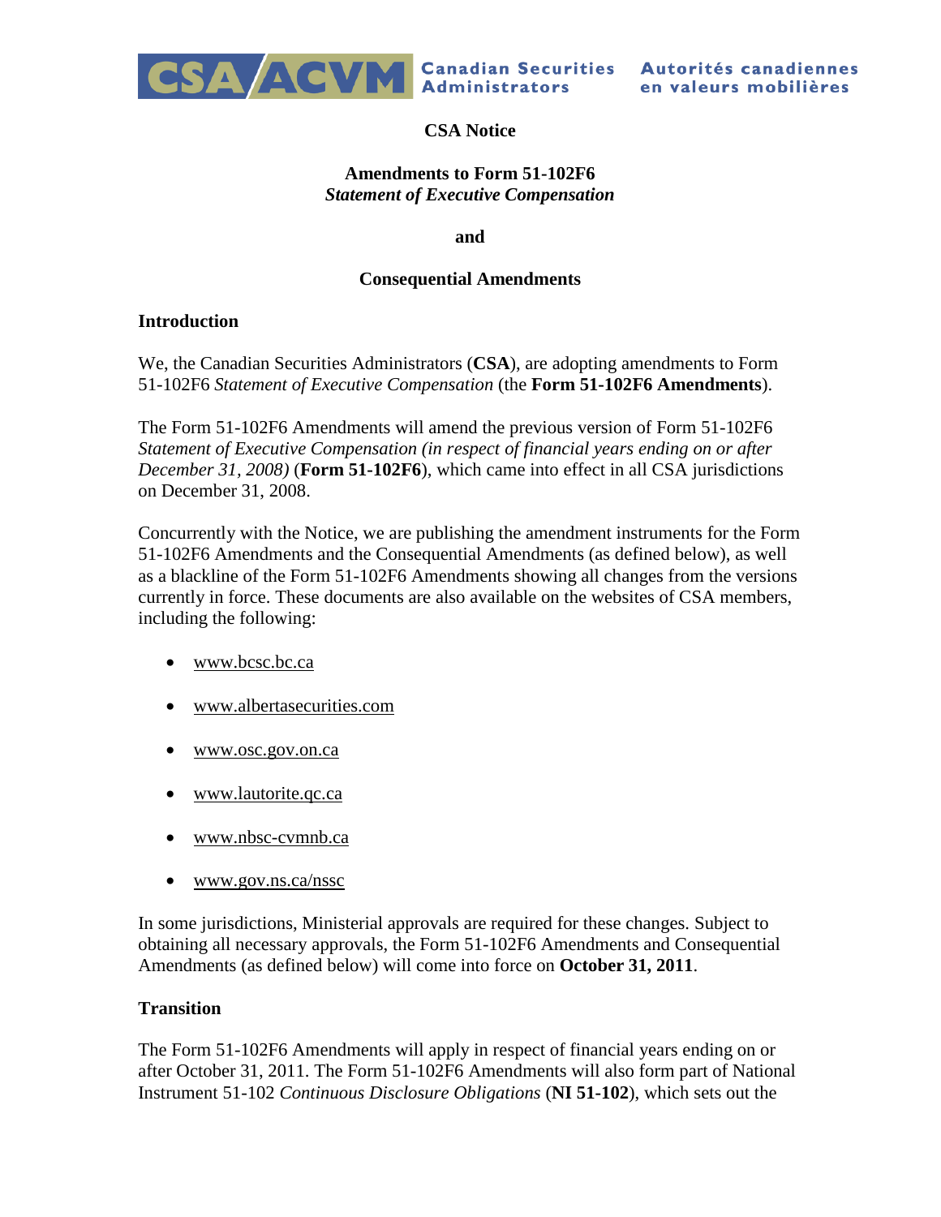**CSA Notice**

**Amendments to Form 51-102F6**
***Statement of Executive Compensation***

**and**

**Consequential Amendments**

## Introduction

We, the Canadian Securities Administrators (**CSA**), are adopting amendments to Form 51-102F6 *Statement of Executive Compensation* (the **Form 51-102F6 Amendments**).

The Form 51-102F6 Amendments will amend the previous version of Form 51-102F6 *Statement of Executive Compensation (in respect of financial years ending on or after December 31, 2008)* (**Form 51-102F6**), which came into effect in all CSA jurisdictions on December 31, 2008.

Concurrently with the Notice, we are publishing the amendment instruments for the Form 51-102F6 Amendments and the Consequential Amendments (as defined below), as well as a blackline of the Form 51-102F6 Amendments showing all changes from the versions currently in force. These documents are also available on the websites of CSA members, including the following:

- www.bcsc.bc.ca
- www.albertasecurities.com
- www.osc.gov.on.ca
- www.lautorite.qc.ca
- www.nbsc-cvmnb.ca
- www.gov.ns.ca/nssc

In some jurisdictions, Ministerial approvals are required for these changes. Subject to obtaining all necessary approvals, the Form 51-102F6 Amendments and Consequential Amendments (as defined below) will come into force on **October 31, 2011**.

## Transition

The Form 51-102F6 Amendments will apply in respect of financial years ending on or after October 31, 2011. The Form 51-102F6 Amendments will also form part of National Instrument 51-102 *Continuous Disclosure Obligations* (**NI 51-102**), which sets out the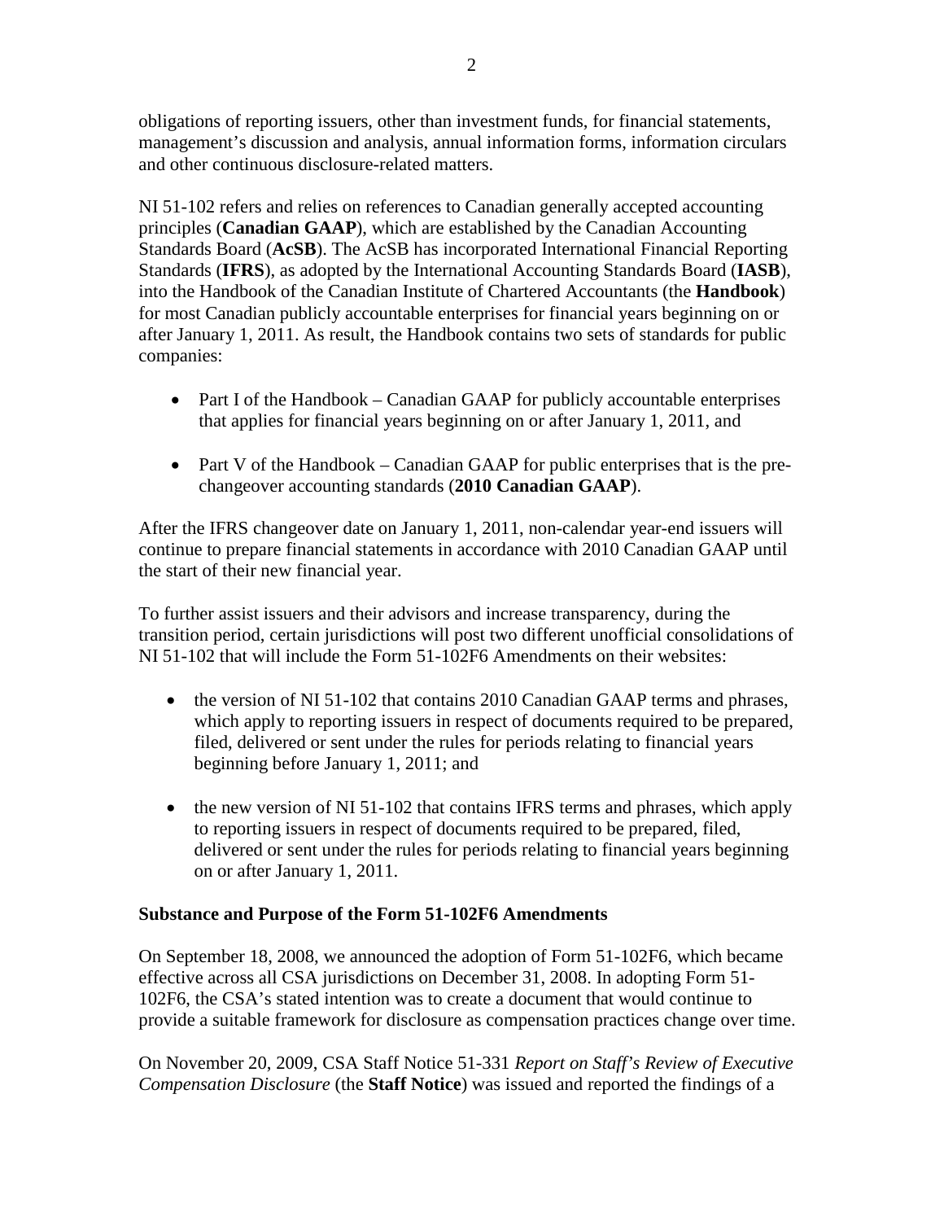obligations of reporting issuers, other than investment funds, for financial statements, management's discussion and analysis, annual information forms, information circulars and other continuous disclosure-related matters.

NI 51-102 refers and relies on references to Canadian generally accepted accounting principles (**Canadian GAAP**), which are established by the Canadian Accounting Standards Board (**AcSB**). The AcSB has incorporated International Financial Reporting Standards (**IFRS**), as adopted by the International Accounting Standards Board (**IASB**), into the Handbook of the Canadian Institute of Chartered Accountants (the **Handbook**) for most Canadian publicly accountable enterprises for financial years beginning on or after January 1, 2011. As result, the Handbook contains two sets of standards for public companies:

- Part I of the Handbook – Canadian GAAP for publicly accountable enterprises that applies for financial years beginning on or after January 1, 2011, and
- Part V of the Handbook – Canadian GAAP for public enterprises that is the pre-changeover accounting standards (**2010 Canadian GAAP**).

After the IFRS changeover date on January 1, 2011, non-calendar year-end issuers will continue to prepare financial statements in accordance with 2010 Canadian GAAP until the start of their new financial year.

To further assist issuers and their advisors and increase transparency, during the transition period, certain jurisdictions will post two different unofficial consolidations of NI 51-102 that will include the Form 51-102F6 Amendments on their websites:

- the version of NI 51-102 that contains 2010 Canadian GAAP terms and phrases, which apply to reporting issuers in respect of documents required to be prepared, filed, delivered or sent under the rules for periods relating to financial years beginning before January 1, 2011; and
- the new version of NI 51-102 that contains IFRS terms and phrases, which apply to reporting issuers in respect of documents required to be prepared, filed, delivered or sent under the rules for periods relating to financial years beginning on or after January 1, 2011.

## Substance and Purpose of the Form 51-102F6 Amendments

On September 18, 2008, we announced the adoption of Form 51-102F6, which became effective across all CSA jurisdictions on December 31, 2008. In adopting Form 51-102F6, the CSA's stated intention was to create a document that would continue to provide a suitable framework for disclosure as compensation practices change over time.

On November 20, 2009, CSA Staff Notice 51-331 *Report on Staff's Review of Executive Compensation Disclosure* (the **Staff Notice**) was issued and reported the findings of a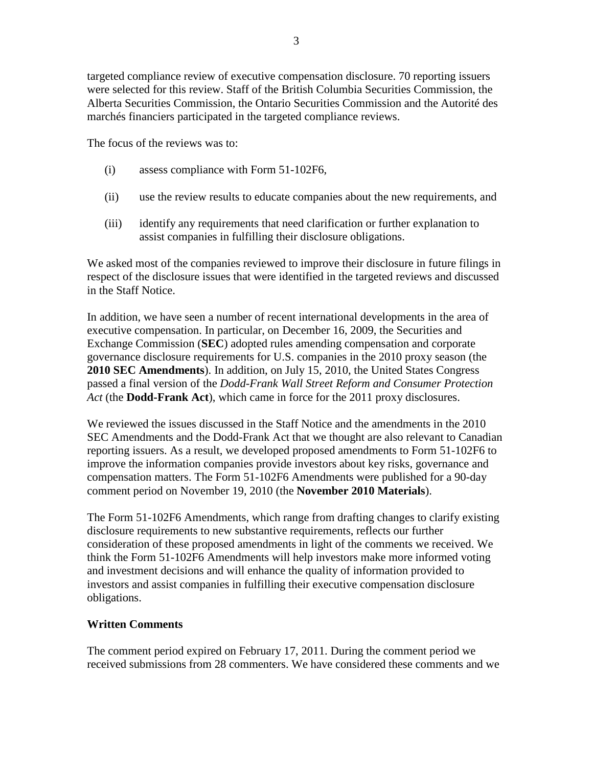targeted compliance review of executive compensation disclosure. 70 reporting issuers were selected for this review. Staff of the British Columbia Securities Commission, the Alberta Securities Commission, the Ontario Securities Commission and the Autorité des marchés financiers participated in the targeted compliance reviews.

The focus of the reviews was to:

(i) assess compliance with Form 51-102F6,

(ii) use the review results to educate companies about the new requirements, and

(iii) identify any requirements that need clarification or further explanation to assist companies in fulfilling their disclosure obligations.

We asked most of the companies reviewed to improve their disclosure in future filings in respect of the disclosure issues that were identified in the targeted reviews and discussed in the Staff Notice.

In addition, we have seen a number of recent international developments in the area of executive compensation. In particular, on December 16, 2009, the Securities and Exchange Commission (**SEC**) adopted rules amending compensation and corporate governance disclosure requirements for U.S. companies in the 2010 proxy season (the **2010 SEC Amendments**). In addition, on July 15, 2010, the United States Congress passed a final version of the *Dodd-Frank Wall Street Reform and Consumer Protection Act* (the **Dodd-Frank Act**), which came in force for the 2011 proxy disclosures.

We reviewed the issues discussed in the Staff Notice and the amendments in the 2010 SEC Amendments and the Dodd-Frank Act that we thought are also relevant to Canadian reporting issuers. As a result, we developed proposed amendments to Form 51-102F6 to improve the information companies provide investors about key risks, governance and compensation matters. The Form 51-102F6 Amendments were published for a 90-day comment period on November 19, 2010 (the **November 2010 Materials**).

The Form 51-102F6 Amendments, which range from drafting changes to clarify existing disclosure requirements to new substantive requirements, reflects our further consideration of these proposed amendments in light of the comments we received. We think the Form 51-102F6 Amendments will help investors make more informed voting and investment decisions and will enhance the quality of information provided to investors and assist companies in fulfilling their executive compensation disclosure obligations.

**Written Comments**

The comment period expired on February 17, 2011. During the comment period we received submissions from 28 commenters. We have considered these comments and we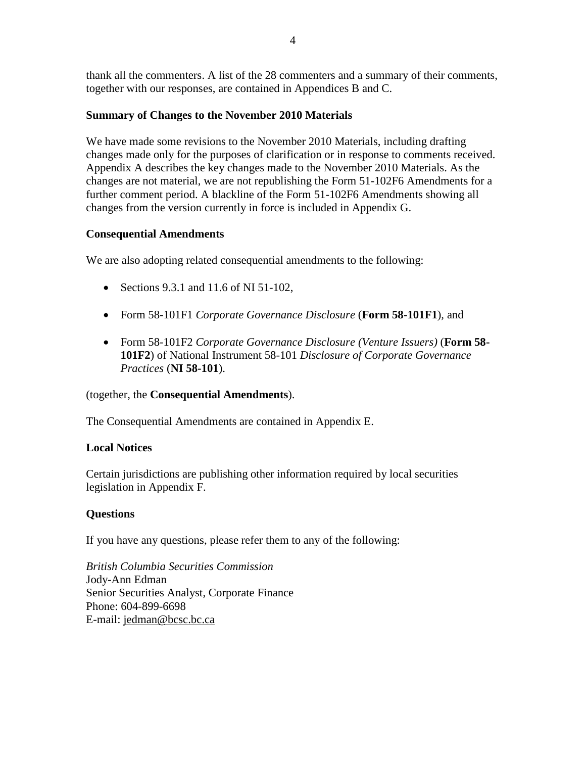thank all the commenters. A list of the 28 commenters and a summary of their comments, together with our responses, are contained in Appendices B and C.

**Summary of Changes to the November 2010 Materials**

We have made some revisions to the November 2010 Materials, including drafting changes made only for the purposes of clarification or in response to comments received. Appendix A describes the key changes made to the November 2010 Materials. As the changes are not material, we are not republishing the Form 51-102F6 Amendments for a further comment period. A blackline of the Form 51-102F6 Amendments showing all changes from the version currently in force is included in Appendix G.

**Consequential Amendments**

We are also adopting related consequential amendments to the following:

- Sections 9.3.1 and 11.6 of NI 51-102,
- Form 58-101F1 *Corporate Governance Disclosure* (**Form 58-101F1**), and
- Form 58-101F2 *Corporate Governance Disclosure (Venture Issuers)* (**Form 58-101F2**) of National Instrument 58-101 *Disclosure of Corporate Governance Practices* (**NI 58-101**).

(together, the **Consequential Amendments**).

The Consequential Amendments are contained in Appendix E.

**Local Notices**

Certain jurisdictions are publishing other information required by local securities legislation in Appendix F.

**Questions**

If you have any questions, please refer them to any of the following:

*British Columbia Securities Commission*
Jody-Ann Edman
Senior Securities Analyst, Corporate Finance
Phone: 604-899-6698
E-mail: jedman@bcsc.bc.ca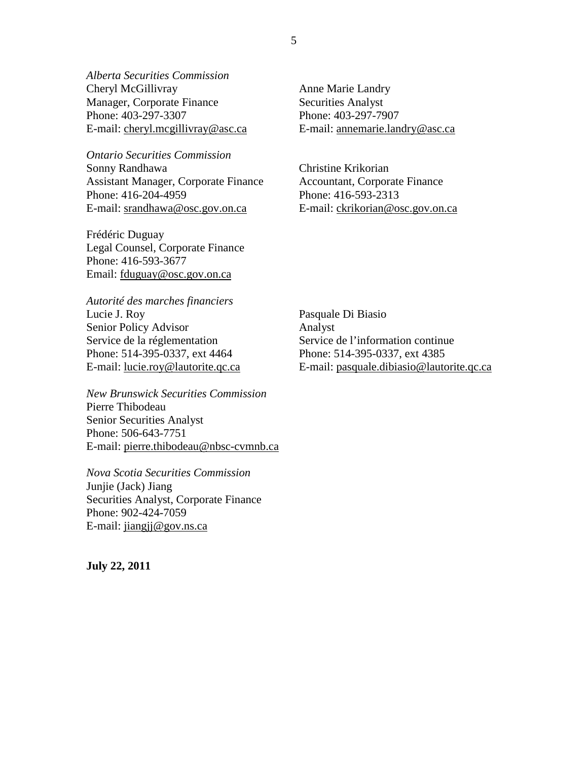*Alberta Securities Commission*

Cheryl McGillivray
Manager, Corporate Finance
Phone: 403-297-3307
E-mail: cheryl.mcgillivray@asc.ca

Anne Marie Landry
Securities Analyst
Phone: 403-297-7907
E-mail: annemarie.landry@asc.ca

*Ontario Securities Commission*

Sonny Randhawa
Assistant Manager, Corporate Finance
Phone: 416-204-4959
E-mail: srandhawa@osc.gov.on.ca

Christine Krikorian
Accountant, Corporate Finance
Phone: 416-593-2313
E-mail: ckrikorian@osc.gov.on.ca

Frédéric Duguay
Legal Counsel, Corporate Finance
Phone: 416-593-3677
Email: fduguay@osc.gov.on.ca

*Autorité des marches financiers*

Lucie J. Roy
Senior Policy Advisor
Service de la réglementation
Phone: 514-395-0337, ext 4464
E-mail: lucie.roy@lautorite.qc.ca

Pasquale Di Biasio
Analyst
Service de l'information continue
Phone: 514-395-0337, ext 4385
E-mail: pasquale.dibiasio@lautorite.qc.ca

*New Brunswick Securities Commission*

Pierre Thibodeau
Senior Securities Analyst
Phone: 506-643-7751
E-mail: pierre.thibodeau@nbsc-cvmnb.ca

*Nova Scotia Securities Commission*

Junjie (Jack) Jiang
Securities Analyst, Corporate Finance
Phone: 902-424-7059
E-mail: jiangjj@gov.ns.ca

**July 22, 2011**